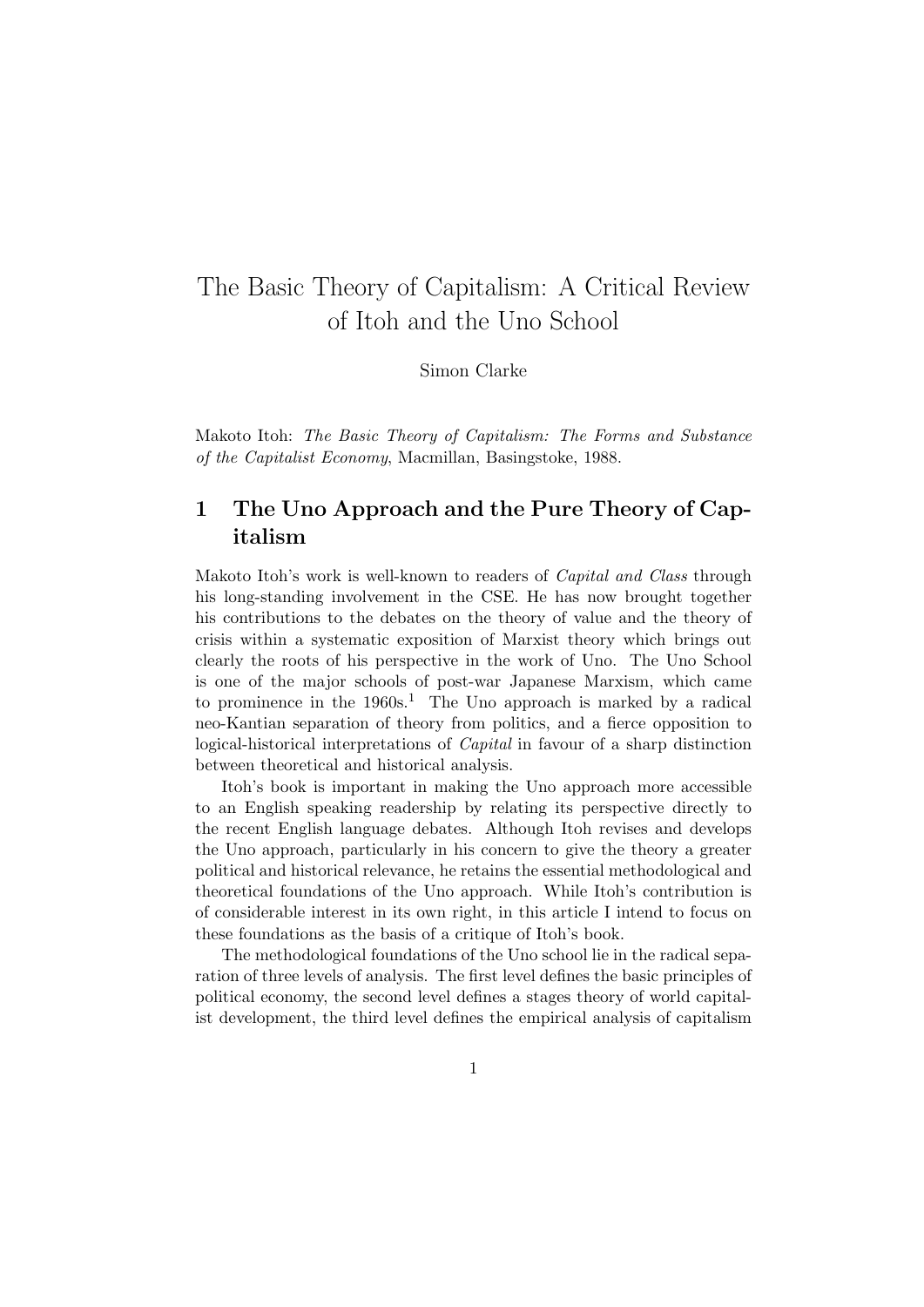# The Basic Theory of Capitalism: A Critical Review of Itoh and the Uno School

Simon Clarke

Makoto Itoh: *The Basic Theory of Capitalism: The Forms and Substance of the Capitalist Economy*, Macmillan, Basingstoke, 1988.

## 1 The Uno Approach and the Pure Theory of Capitalism

Makoto Itoh's work is well-known to readers of *Capital and Class* through his long-standing involvement in the CSE. He has now brought together his contributions to the debates on the theory of value and the theory of crisis within a systematic exposition of Marxist theory which brings out clearly the roots of his perspective in the work of Uno. The Uno School is one of the major schools of post-war Japanese Marxism, which came to prominence in the 1960s.[1] The Uno approach is marked by a radical neo-Kantian separation of theory from politics, and a fierce opposition to logical-historical interpretations of *Capital* in favour of a sharp distinction between theoretical and historical analysis.

Itoh's book is important in making the Uno approach more accessible to an English speaking readership by relating its perspective directly to the recent English language debates. Although Itoh revises and develops the Uno approach, particularly in his concern to give the theory a greater political and historical relevance, he retains the essential methodological and theoretical foundations of the Uno approach. While Itoh's contribution is of considerable interest in its own right, in this article I intend to focus on these foundations as the basis of a critique of Itoh's book.

The methodological foundations of the Uno school lie in the radical separation of three levels of analysis. The first level defines the basic principles of political economy, the second level defines a stages theory of world capitalist development, the third level defines the empirical analysis of capitalism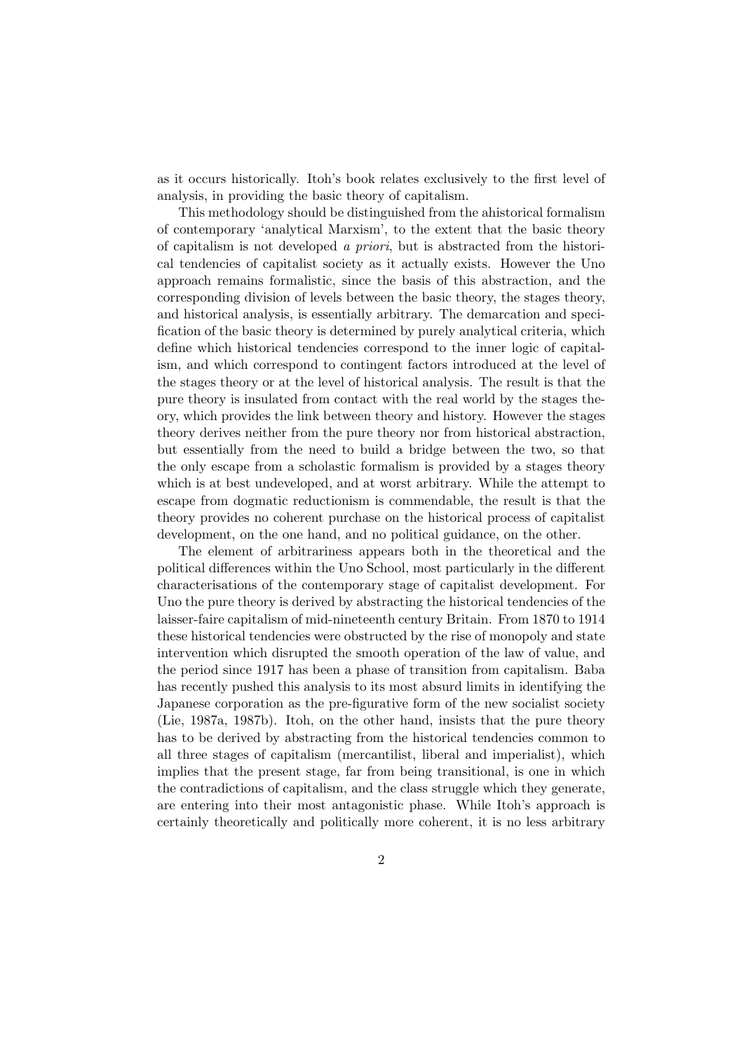as it occurs historically. Itoh's book relates exclusively to the first level of analysis, in providing the basic theory of capitalism.

This methodology should be distinguished from the ahistorical formalism of contemporary 'analytical Marxism', to the extent that the basic theory of capitalism is not developed *a priori*, but is abstracted from the historical tendencies of capitalist society as it actually exists. However the Uno approach remains formalistic, since the basis of this abstraction, and the corresponding division of levels between the basic theory, the stages theory, and historical analysis, is essentially arbitrary. The demarcation and specification of the basic theory is determined by purely analytical criteria, which define which historical tendencies correspond to the inner logic of capitalism, and which correspond to contingent factors introduced at the level of the stages theory or at the level of historical analysis. The result is that the pure theory is insulated from contact with the real world by the stages theory, which provides the link between theory and history. However the stages theory derives neither from the pure theory nor from historical abstraction, but essentially from the need to build a bridge between the two, so that the only escape from a scholastic formalism is provided by a stages theory which is at best undeveloped, and at worst arbitrary. While the attempt to escape from dogmatic reductionism is commendable, the result is that the theory provides no coherent purchase on the historical process of capitalist development, on the one hand, and no political guidance, on the other.

The element of arbitrariness appears both in the theoretical and the political differences within the Uno School, most particularly in the different characterisations of the contemporary stage of capitalist development. For Uno the pure theory is derived by abstracting the historical tendencies of the laisser-faire capitalism of mid-nineteenth century Britain. From 1870 to 1914 these historical tendencies were obstructed by the rise of monopoly and state intervention which disrupted the smooth operation of the law of value, and the period since 1917 has been a phase of transition from capitalism. Baba has recently pushed this analysis to its most absurd limits in identifying the Japanese corporation as the pre-figurative form of the new socialist society (Lie, 1987a, 1987b). Itoh, on the other hand, insists that the pure theory has to be derived by abstracting from the historical tendencies common to all three stages of capitalism (mercantilist, liberal and imperialist), which implies that the present stage, far from being transitional, is one in which the contradictions of capitalism, and the class struggle which they generate, are entering into their most antagonistic phase. While Itoh's approach is certainly theoretically and politically more coherent, it is no less arbitrary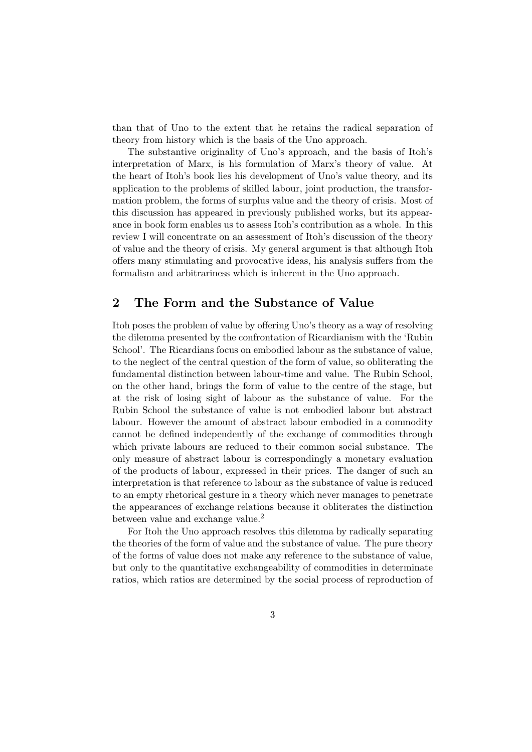than that of Uno to the extent that he retains the radical separation of theory from history which is the basis of the Uno approach.

The substantive originality of Uno's approach, and the basis of Itoh's interpretation of Marx, is his formulation of Marx's theory of value. At the heart of Itoh's book lies his development of Uno's value theory, and its application to the problems of skilled labour, joint production, the transformation problem, the forms of surplus value and the theory of crisis. Most of this discussion has appeared in previously published works, but its appearance in book form enables us to assess Itoh's contribution as a whole. In this review I will concentrate on an assessment of Itoh's discussion of the theory of value and the theory of crisis. My general argument is that although Itoh offers many stimulating and provocative ideas, his analysis suffers from the formalism and arbitrariness which is inherent in the Uno approach.

## 2 The Form and the Substance of Value

Itoh poses the problem of value by offering Uno's theory as a way of resolving the dilemma presented by the confrontation of Ricardianism with the 'Rubin School'. The Ricardians focus on embodied labour as the substance of value, to the neglect of the central question of the form of value, so obliterating the fundamental distinction between labour-time and value. The Rubin School, on the other hand, brings the form of value to the centre of the stage, but at the risk of losing sight of labour as the substance of value. For the Rubin School the substance of value is not embodied labour but abstract labour. However the amount of abstract labour embodied in a commodity cannot be defined independently of the exchange of commodities through which private labours are reduced to their common social substance. The only measure of abstract labour is correspondingly a monetary evaluation of the products of labour, expressed in their prices. The danger of such an interpretation is that reference to labour as the substance of value is reduced to an empty rhetorical gesture in a theory which never manages to penetrate the appearances of exchange relations because it obliterates the distinction between value and exchange value.[2]

For Itoh the Uno approach resolves this dilemma by radically separating the theories of the form of value and the substance of value. The pure theory of the forms of value does not make any reference to the substance of value, but only to the quantitative exchangeability of commodities in determinate ratios, which ratios are determined by the social process of reproduction of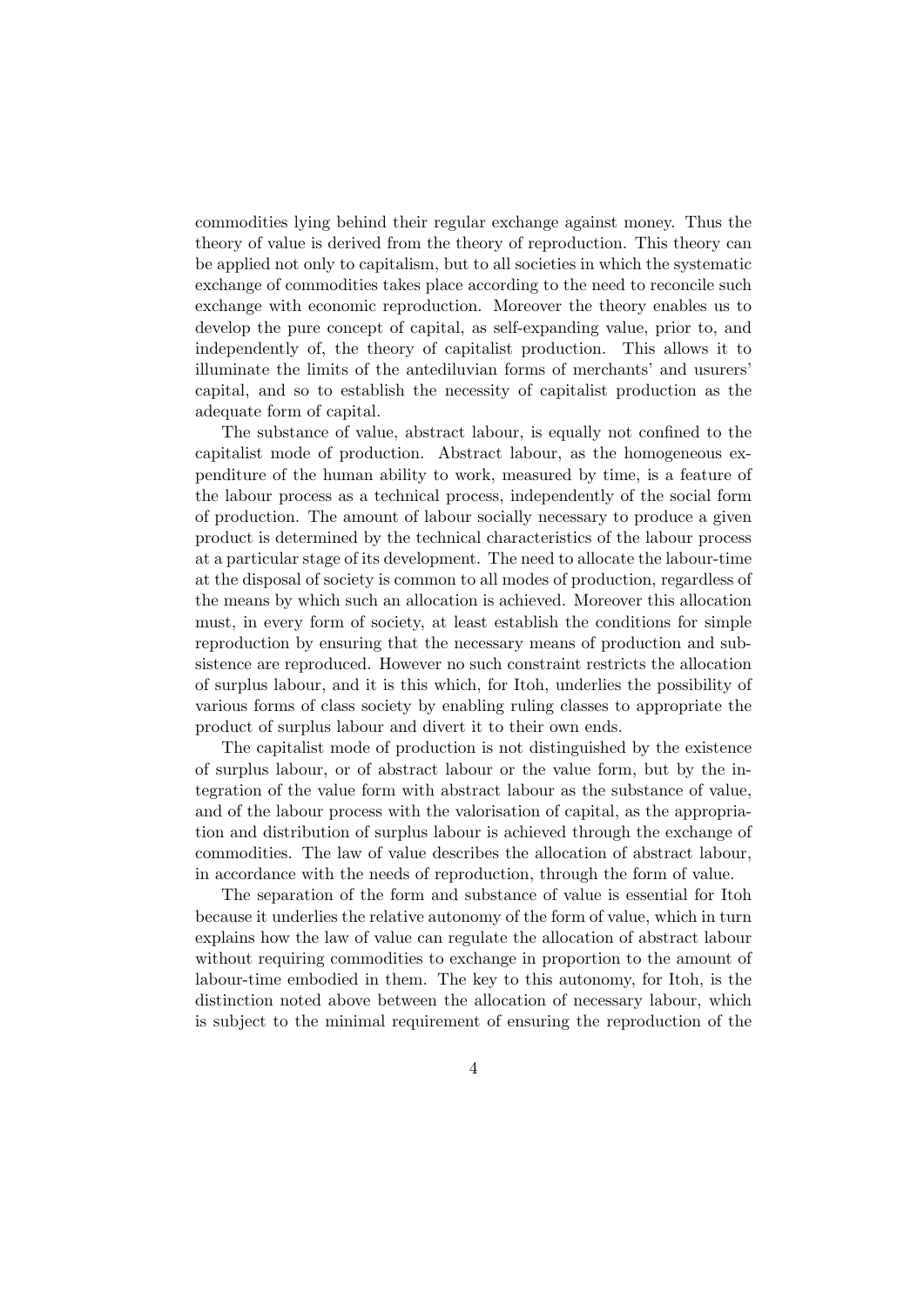commodities lying behind their regular exchange against money. Thus the theory of value is derived from the theory of reproduction. This theory can be applied not only to capitalism, but to all societies in which the systematic exchange of commodities takes place according to the need to reconcile such exchange with economic reproduction. Moreover the theory enables us to develop the pure concept of capital, as self-expanding value, prior to, and independently of, the theory of capitalist production. This allows it to illuminate the limits of the antediluvian forms of merchants' and usurers' capital, and so to establish the necessity of capitalist production as the adequate form of capital.

The substance of value, abstract labour, is equally not confined to the capitalist mode of production. Abstract labour, as the homogeneous expenditure of the human ability to work, measured by time, is a feature of the labour process as a technical process, independently of the social form of production. The amount of labour socially necessary to produce a given product is determined by the technical characteristics of the labour process at a particular stage of its development. The need to allocate the labour-time at the disposal of society is common to all modes of production, regardless of the means by which such an allocation is achieved. Moreover this allocation must, in every form of society, at least establish the conditions for simple reproduction by ensuring that the necessary means of production and subsistence are reproduced. However no such constraint restricts the allocation of surplus labour, and it is this which, for Itoh, underlies the possibility of various forms of class society by enabling ruling classes to appropriate the product of surplus labour and divert it to their own ends.

The capitalist mode of production is not distinguished by the existence of surplus labour, or of abstract labour or the value form, but by the integration of the value form with abstract labour as the substance of value, and of the labour process with the valorisation of capital, as the appropriation and distribution of surplus labour is achieved through the exchange of commodities. The law of value describes the allocation of abstract labour, in accordance with the needs of reproduction, through the form of value.

The separation of the form and substance of value is essential for Itoh because it underlies the relative autonomy of the form of value, which in turn explains how the law of value can regulate the allocation of abstract labour without requiring commodities to exchange in proportion to the amount of labour-time embodied in them. The key to this autonomy, for Itoh, is the distinction noted above between the allocation of necessary labour, which is subject to the minimal requirement of ensuring the reproduction of the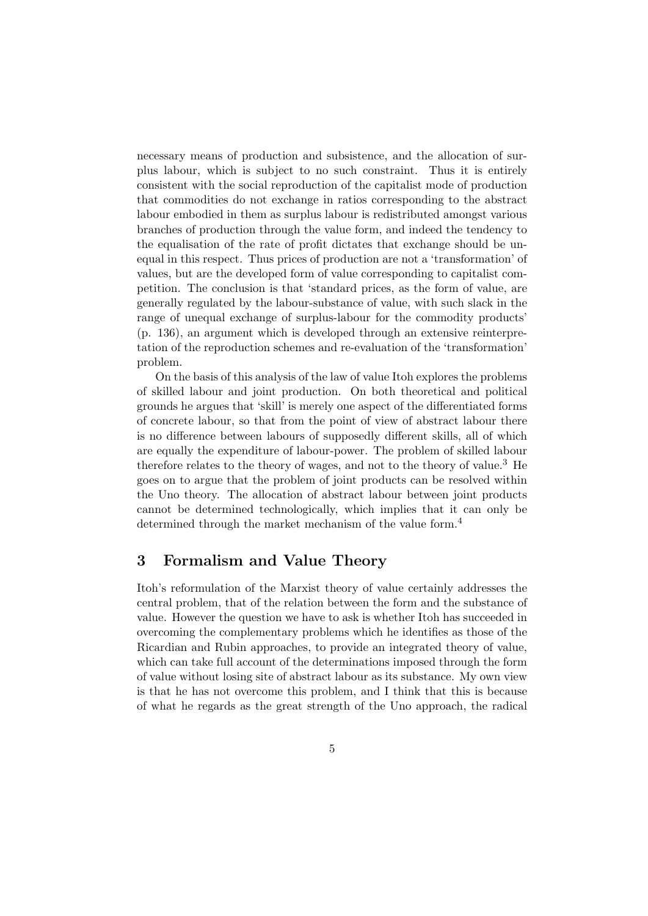necessary means of production and subsistence, and the allocation of surplus labour, which is subject to no such constraint. Thus it is entirely consistent with the social reproduction of the capitalist mode of production that commodities do not exchange in ratios corresponding to the abstract labour embodied in them as surplus labour is redistributed amongst various branches of production through the value form, and indeed the tendency to the equalisation of the rate of profit dictates that exchange should be unequal in this respect. Thus prices of production are not a 'transformation' of values, but are the developed form of value corresponding to capitalist competition. The conclusion is that 'standard prices, as the form of value, are generally regulated by the labour-substance of value, with such slack in the range of unequal exchange of surplus-labour for the commodity products' (p. 136), an argument which is developed through an extensive reinterpretation of the reproduction schemes and re-evaluation of the 'transformation' problem.

On the basis of this analysis of the law of value Itoh explores the problems of skilled labour and joint production. On both theoretical and political grounds he argues that 'skill' is merely one aspect of the differentiated forms of concrete labour, so that from the point of view of abstract labour there is no difference between labours of supposedly different skills, all of which are equally the expenditure of labour-power. The problem of skilled labour therefore relates to the theory of wages, and not to the theory of value.[3] He goes on to argue that the problem of joint products can be resolved within the Uno theory. The allocation of abstract labour between joint products cannot be determined technologically, which implies that it can only be determined through the market mechanism of the value form.[4]

## 3 Formalism and Value Theory

Itoh's reformulation of the Marxist theory of value certainly addresses the central problem, that of the relation between the form and the substance of value. However the question we have to ask is whether Itoh has succeeded in overcoming the complementary problems which he identifies as those of the Ricardian and Rubin approaches, to provide an integrated theory of value, which can take full account of the determinations imposed through the form of value without losing site of abstract labour as its substance. My own view is that he has not overcome this problem, and I think that this is because of what he regards as the great strength of the Uno approach, the radical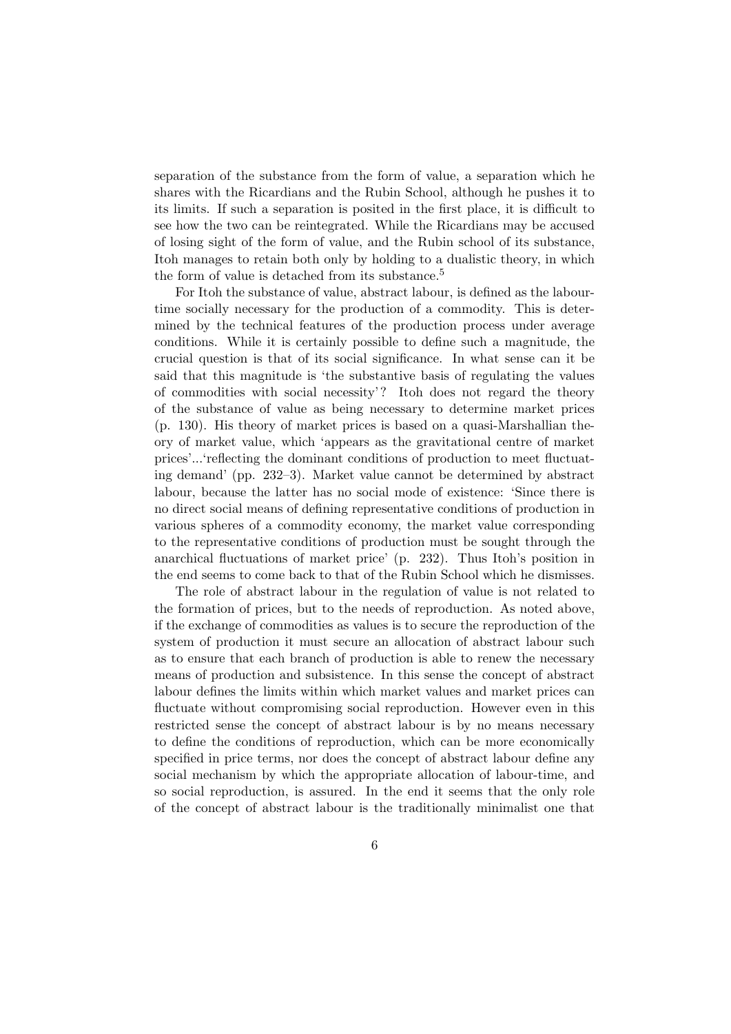separation of the substance from the form of value, a separation which he shares with the Ricardians and the Rubin School, although he pushes it to its limits. If such a separation is posited in the first place, it is difficult to see how the two can be reintegrated. While the Ricardians may be accused of losing sight of the form of value, and the Rubin school of its substance, Itoh manages to retain both only by holding to a dualistic theory, in which the form of value is detached from its substance.[5]

For Itoh the substance of value, abstract labour, is defined as the labour-time socially necessary for the production of a commodity. This is determined by the technical features of the production process under average conditions. While it is certainly possible to define such a magnitude, the crucial question is that of its social significance. In what sense can it be said that this magnitude is 'the substantive basis of regulating the values of commodities with social necessity'? Itoh does not regard the theory of the substance of value as being necessary to determine market prices (p. 130). His theory of market prices is based on a quasi-Marshallian theory of market value, which 'appears as the gravitational centre of market prices'...'reflecting the dominant conditions of production to meet fluctuating demand' (pp. 232–3). Market value cannot be determined by abstract labour, because the latter has no social mode of existence: 'Since there is no direct social means of defining representative conditions of production in various spheres of a commodity economy, the market value corresponding to the representative conditions of production must be sought through the anarchical fluctuations of market price' (p. 232). Thus Itoh's position in the end seems to come back to that of the Rubin School which he dismisses.

The role of abstract labour in the regulation of value is not related to the formation of prices, but to the needs of reproduction. As noted above, if the exchange of commodities as values is to secure the reproduction of the system of production it must secure an allocation of abstract labour such as to ensure that each branch of production is able to renew the necessary means of production and subsistence. In this sense the concept of abstract labour defines the limits within which market values and market prices can fluctuate without compromising social reproduction. However even in this restricted sense the concept of abstract labour is by no means necessary to define the conditions of reproduction, which can be more economically specified in price terms, nor does the concept of abstract labour define any social mechanism by which the appropriate allocation of labour-time, and so social reproduction, is assured. In the end it seems that the only role of the concept of abstract labour is the traditionally minimalist one that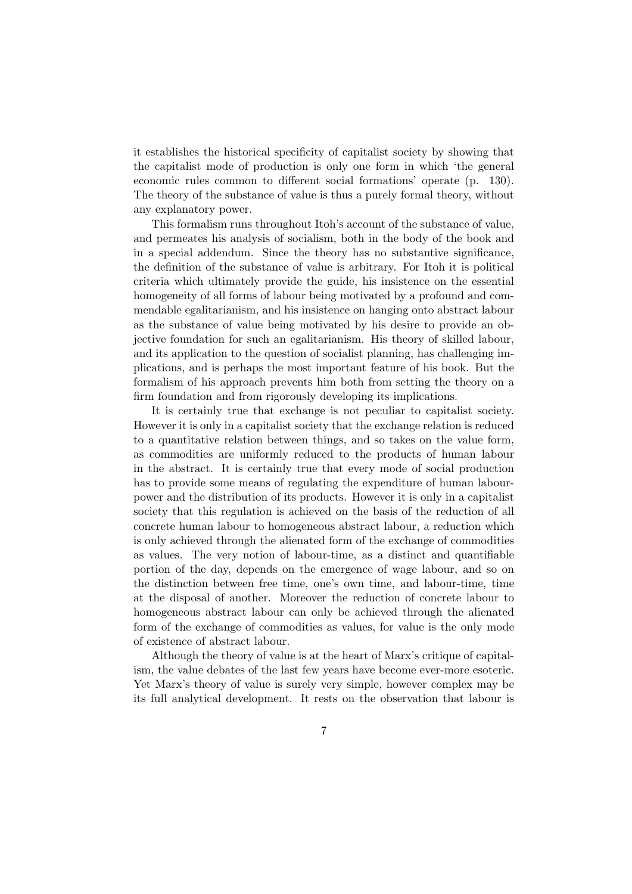it establishes the historical specificity of capitalist society by showing that the capitalist mode of production is only one form in which 'the general economic rules common to different social formations' operate (p. 130). The theory of the substance of value is thus a purely formal theory, without any explanatory power.

This formalism runs throughout Itoh's account of the substance of value, and permeates his analysis of socialism, both in the body of the book and in a special addendum. Since the theory has no substantive significance, the definition of the substance of value is arbitrary. For Itoh it is political criteria which ultimately provide the guide, his insistence on the essential homogeneity of all forms of labour being motivated by a profound and commendable egalitarianism, and his insistence on hanging onto abstract labour as the substance of value being motivated by his desire to provide an objective foundation for such an egalitarianism. His theory of skilled labour, and its application to the question of socialist planning, has challenging implications, and is perhaps the most important feature of his book. But the formalism of his approach prevents him both from setting the theory on a firm foundation and from rigorously developing its implications.

It is certainly true that exchange is not peculiar to capitalist society. However it is only in a capitalist society that the exchange relation is reduced to a quantitative relation between things, and so takes on the value form, as commodities are uniformly reduced to the products of human labour in the abstract. It is certainly true that every mode of social production has to provide some means of regulating the expenditure of human labour-power and the distribution of its products. However it is only in a capitalist society that this regulation is achieved on the basis of the reduction of all concrete human labour to homogeneous abstract labour, a reduction which is only achieved through the alienated form of the exchange of commodities as values. The very notion of labour-time, as a distinct and quantifiable portion of the day, depends on the emergence of wage labour, and so on the distinction between free time, one's own time, and labour-time, time at the disposal of another. Moreover the reduction of concrete labour to homogeneous abstract labour can only be achieved through the alienated form of the exchange of commodities as values, for value is the only mode of existence of abstract labour.

Although the theory of value is at the heart of Marx's critique of capitalism, the value debates of the last few years have become ever-more esoteric. Yet Marx's theory of value is surely very simple, however complex may be its full analytical development. It rests on the observation that labour is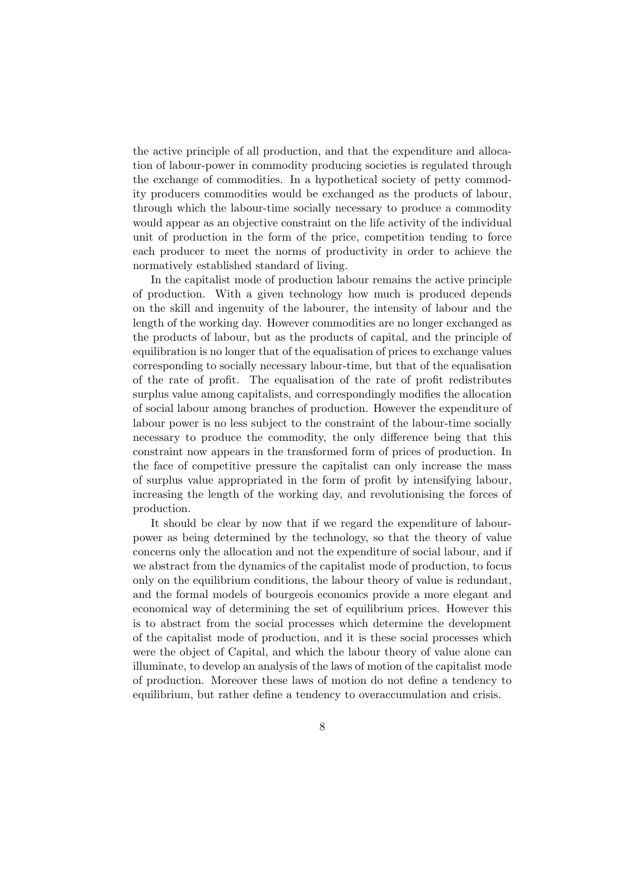the active principle of all production, and that the expenditure and allocation of labour-power in commodity producing societies is regulated through the exchange of commodities. In a hypothetical society of petty commodity producers commodities would be exchanged as the products of labour, through which the labour-time socially necessary to produce a commodity would appear as an objective constraint on the life activity of the individual unit of production in the form of the price, competition tending to force each producer to meet the norms of productivity in order to achieve the normatively established standard of living.

In the capitalist mode of production labour remains the active principle of production. With a given technology how much is produced depends on the skill and ingenuity of the labourer, the intensity of labour and the length of the working day. However commodities are no longer exchanged as the products of labour, but as the products of capital, and the principle of equilibration is no longer that of the equalisation of prices to exchange values corresponding to socially necessary labour-time, but that of the equalisation of the rate of profit. The equalisation of the rate of profit redistributes surplus value among capitalists, and correspondingly modifies the allocation of social labour among branches of production. However the expenditure of labour power is no less subject to the constraint of the labour-time socially necessary to produce the commodity, the only difference being that this constraint now appears in the transformed form of prices of production. In the face of competitive pressure the capitalist can only increase the mass of surplus value appropriated in the form of profit by intensifying labour, increasing the length of the working day, and revolutionising the forces of production.

It should be clear by now that if we regard the expenditure of labour-power as being determined by the technology, so that the theory of value concerns only the allocation and not the expenditure of social labour, and if we abstract from the dynamics of the capitalist mode of production, to focus only on the equilibrium conditions, the labour theory of value is redundant, and the formal models of bourgeois economics provide a more elegant and economical way of determining the set of equilibrium prices. However this is to abstract from the social processes which determine the development of the capitalist mode of production, and it is these social processes which were the object of Capital, and which the labour theory of value alone can illuminate, to develop an analysis of the laws of motion of the capitalist mode of production. Moreover these laws of motion do not define a tendency to equilibrium, but rather define a tendency to overaccumulation and crisis.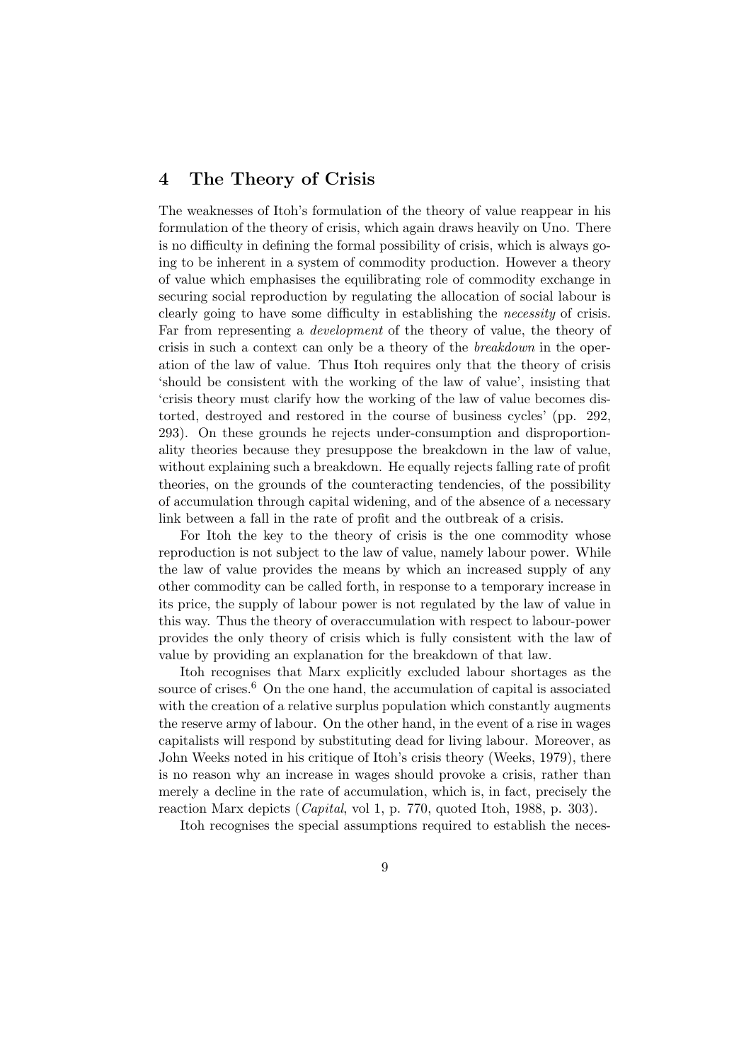## 4 The Theory of Crisis

The weaknesses of Itoh's formulation of the theory of value reappear in his formulation of the theory of crisis, which again draws heavily on Uno. There is no difficulty in defining the formal possibility of crisis, which is always going to be inherent in a system of commodity production. However a theory of value which emphasises the equilibrating role of commodity exchange in securing social reproduction by regulating the allocation of social labour is clearly going to have some difficulty in establishing the *necessity* of crisis. Far from representing a *development* of the theory of value, the theory of crisis in such a context can only be a theory of the *breakdown* in the operation of the law of value. Thus Itoh requires only that the theory of crisis 'should be consistent with the working of the law of value', insisting that 'crisis theory must clarify how the working of the law of value becomes distorted, destroyed and restored in the course of business cycles' (pp. 292, 293). On these grounds he rejects under-consumption and disproportionality theories because they presuppose the breakdown in the law of value, without explaining such a breakdown. He equally rejects falling rate of profit theories, on the grounds of the counteracting tendencies, of the possibility of accumulation through capital widening, and of the absence of a necessary link between a fall in the rate of profit and the outbreak of a crisis.

For Itoh the key to the theory of crisis is the one commodity whose reproduction is not subject to the law of value, namely labour power. While the law of value provides the means by which an increased supply of any other commodity can be called forth, in response to a temporary increase in its price, the supply of labour power is not regulated by the law of value in this way. Thus the theory of overaccumulation with respect to labour-power provides the only theory of crisis which is fully consistent with the law of value by providing an explanation for the breakdown of that law.

Itoh recognises that Marx explicitly excluded labour shortages as the source of crises.[6] On the one hand, the accumulation of capital is associated with the creation of a relative surplus population which constantly augments the reserve army of labour. On the other hand, in the event of a rise in wages capitalists will respond by substituting dead for living labour. Moreover, as John Weeks noted in his critique of Itoh's crisis theory (Weeks, 1979), there is no reason why an increase in wages should provoke a crisis, rather than merely a decline in the rate of accumulation, which is, in fact, precisely the reaction Marx depicts (*Capital*, vol 1, p. 770, quoted Itoh, 1988, p. 303).

Itoh recognises the special assumptions required to establish the neces-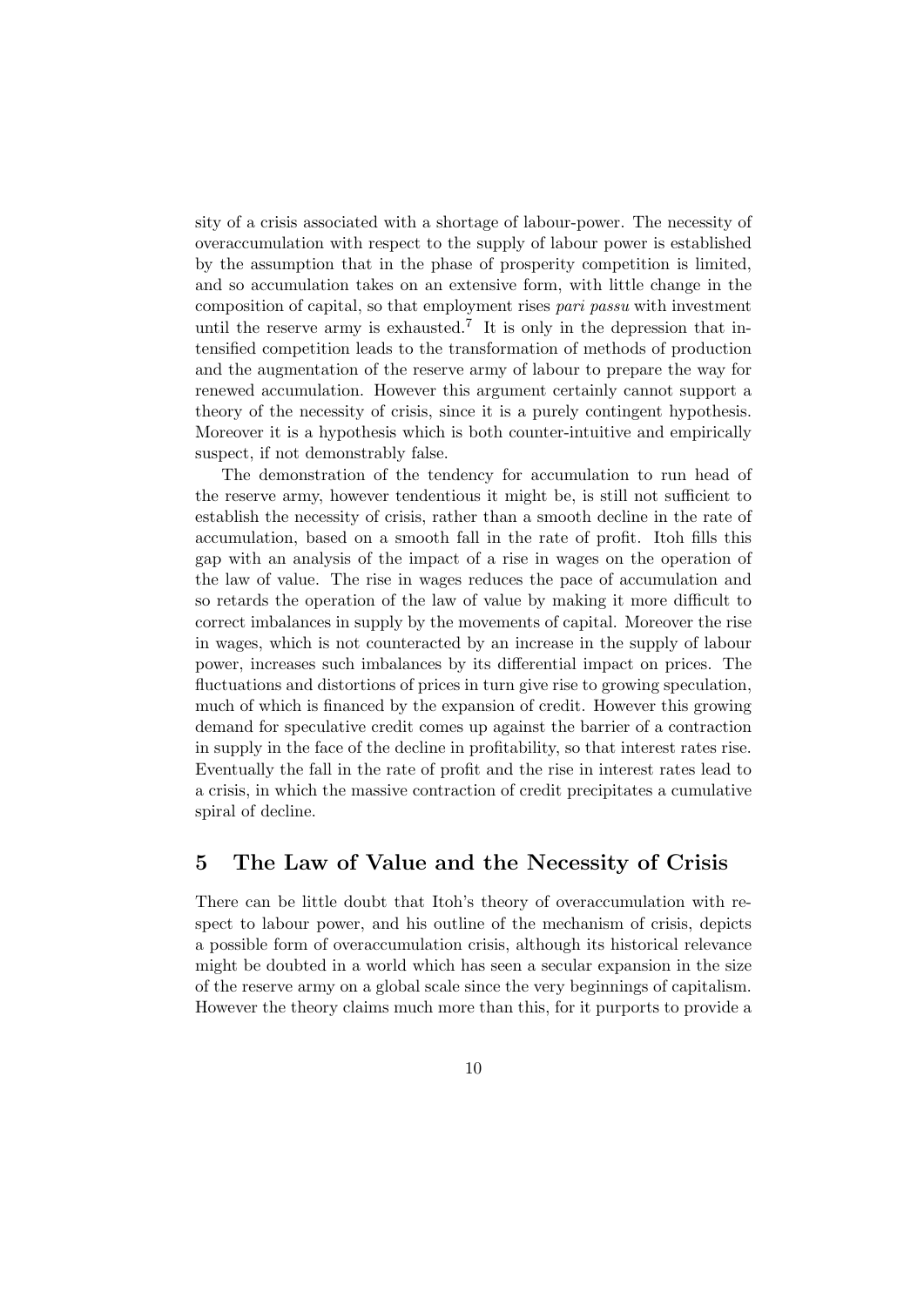sity of a crisis associated with a shortage of labour-power. The necessity of overaccumulation with respect to the supply of labour power is established by the assumption that in the phase of prosperity competition is limited, and so accumulation takes on an extensive form, with little change in the composition of capital, so that employment rises *pari passu* with investment until the reserve army is exhausted.[7] It is only in the depression that intensified competition leads to the transformation of methods of production and the augmentation of the reserve army of labour to prepare the way for renewed accumulation. However this argument certainly cannot support a theory of the necessity of crisis, since it is a purely contingent hypothesis. Moreover it is a hypothesis which is both counter-intuitive and empirically suspect, if not demonstrably false.

The demonstration of the tendency for accumulation to run head of the reserve army, however tendentious it might be, is still not sufficient to establish the necessity of crisis, rather than a smooth decline in the rate of accumulation, based on a smooth fall in the rate of profit. Itoh fills this gap with an analysis of the impact of a rise in wages on the operation of the law of value. The rise in wages reduces the pace of accumulation and so retards the operation of the law of value by making it more difficult to correct imbalances in supply by the movements of capital. Moreover the rise in wages, which is not counteracted by an increase in the supply of labour power, increases such imbalances by its differential impact on prices. The fluctuations and distortions of prices in turn give rise to growing speculation, much of which is financed by the expansion of credit. However this growing demand for speculative credit comes up against the barrier of a contraction in supply in the face of the decline in profitability, so that interest rates rise. Eventually the fall in the rate of profit and the rise in interest rates lead to a crisis, in which the massive contraction of credit precipitates a cumulative spiral of decline.

## 5 The Law of Value and the Necessity of Crisis

There can be little doubt that Itoh's theory of overaccumulation with respect to labour power, and his outline of the mechanism of crisis, depicts a possible form of overaccumulation crisis, although its historical relevance might be doubted in a world which has seen a secular expansion in the size of the reserve army on a global scale since the very beginnings of capitalism. However the theory claims much more than this, for it purports to provide a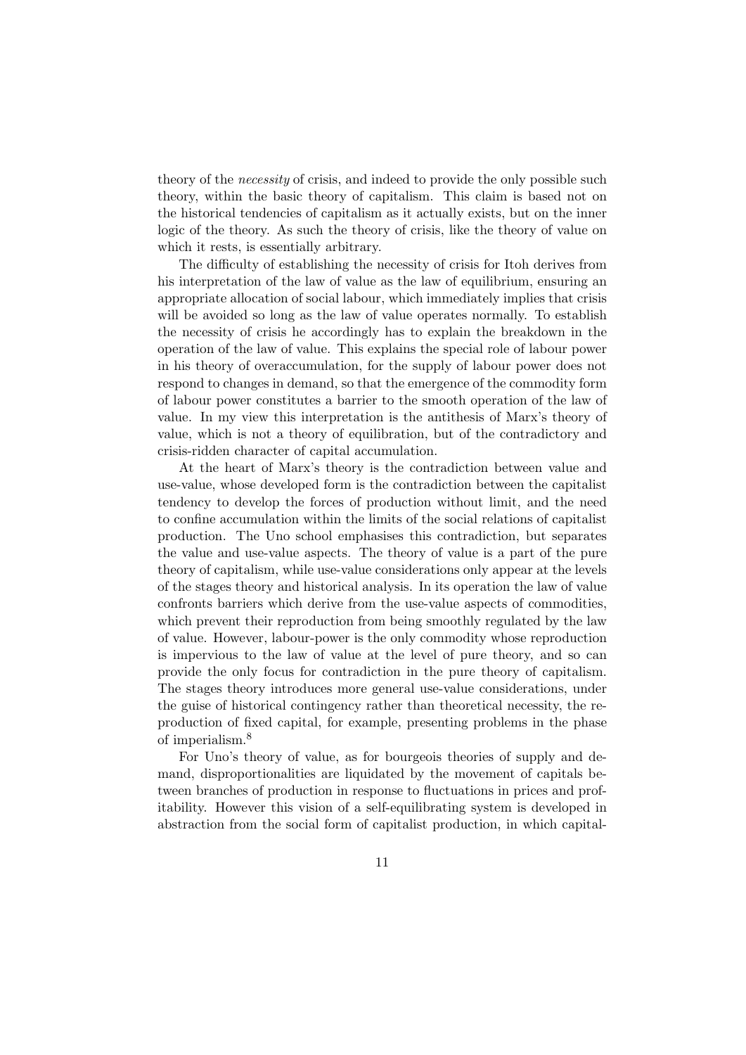theory of the *necessity* of crisis, and indeed to provide the only possible such theory, within the basic theory of capitalism. This claim is based not on the historical tendencies of capitalism as it actually exists, but on the inner logic of the theory. As such the theory of crisis, like the theory of value on which it rests, is essentially arbitrary.

The difficulty of establishing the necessity of crisis for Itoh derives from his interpretation of the law of value as the law of equilibrium, ensuring an appropriate allocation of social labour, which immediately implies that crisis will be avoided so long as the law of value operates normally. To establish the necessity of crisis he accordingly has to explain the breakdown in the operation of the law of value. This explains the special role of labour power in his theory of overaccumulation, for the supply of labour power does not respond to changes in demand, so that the emergence of the commodity form of labour power constitutes a barrier to the smooth operation of the law of value. In my view this interpretation is the antithesis of Marx's theory of value, which is not a theory of equilibration, but of the contradictory and crisis-ridden character of capital accumulation.

At the heart of Marx's theory is the contradiction between value and use-value, whose developed form is the contradiction between the capitalist tendency to develop the forces of production without limit, and the need to confine accumulation within the limits of the social relations of capitalist production. The Uno school emphasises this contradiction, but separates the value and use-value aspects. The theory of value is a part of the pure theory of capitalism, while use-value considerations only appear at the levels of the stages theory and historical analysis. In its operation the law of value confronts barriers which derive from the use-value aspects of commodities, which prevent their reproduction from being smoothly regulated by the law of value. However, labour-power is the only commodity whose reproduction is impervious to the law of value at the level of pure theory, and so can provide the only focus for contradiction in the pure theory of capitalism. The stages theory introduces more general use-value considerations, under the guise of historical contingency rather than theoretical necessity, the reproduction of fixed capital, for example, presenting problems in the phase of imperialism.[8]

For Uno's theory of value, as for bourgeois theories of supply and demand, disproportionalities are liquidated by the movement of capitals between branches of production in response to fluctuations in prices and profitability. However this vision of a self-equilibrating system is developed in abstraction from the social form of capitalist production, in which capital-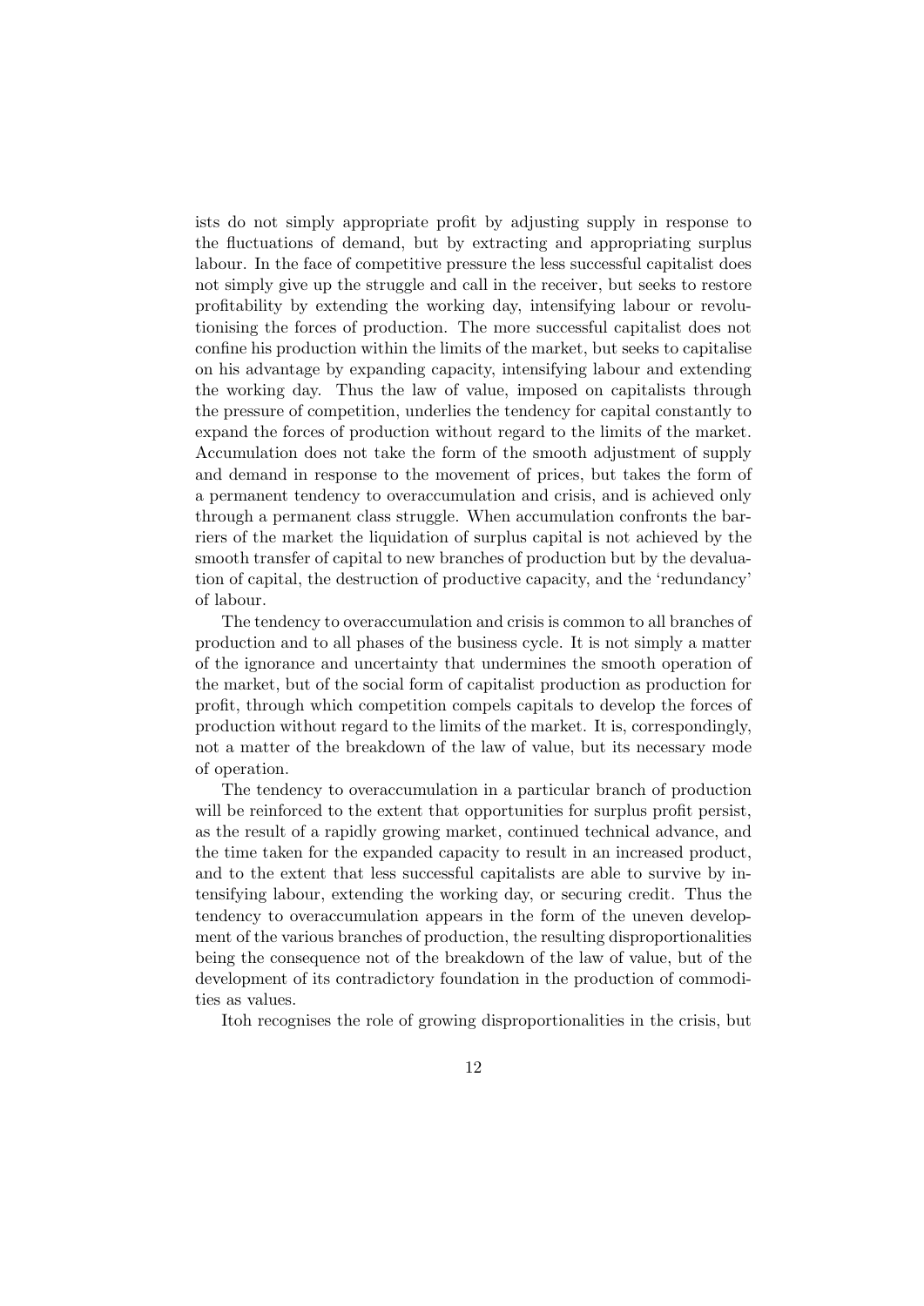ists do not simply appropriate profit by adjusting supply in response to the fluctuations of demand, but by extracting and appropriating surplus labour. In the face of competitive pressure the less successful capitalist does not simply give up the struggle and call in the receiver, but seeks to restore profitability by extending the working day, intensifying labour or revolutionising the forces of production. The more successful capitalist does not confine his production within the limits of the market, but seeks to capitalise on his advantage by expanding capacity, intensifying labour and extending the working day. Thus the law of value, imposed on capitalists through the pressure of competition, underlies the tendency for capital constantly to expand the forces of production without regard to the limits of the market. Accumulation does not take the form of the smooth adjustment of supply and demand in response to the movement of prices, but takes the form of a permanent tendency to overaccumulation and crisis, and is achieved only through a permanent class struggle. When accumulation confronts the barriers of the market the liquidation of surplus capital is not achieved by the smooth transfer of capital to new branches of production but by the devaluation of capital, the destruction of productive capacity, and the 'redundancy' of labour.

The tendency to overaccumulation and crisis is common to all branches of production and to all phases of the business cycle. It is not simply a matter of the ignorance and uncertainty that undermines the smooth operation of the market, but of the social form of capitalist production as production for profit, through which competition compels capitals to develop the forces of production without regard to the limits of the market. It is, correspondingly, not a matter of the breakdown of the law of value, but its necessary mode of operation.

The tendency to overaccumulation in a particular branch of production will be reinforced to the extent that opportunities for surplus profit persist, as the result of a rapidly growing market, continued technical advance, and the time taken for the expanded capacity to result in an increased product, and to the extent that less successful capitalists are able to survive by intensifying labour, extending the working day, or securing credit. Thus the tendency to overaccumulation appears in the form of the uneven development of the various branches of production, the resulting disproportionalities being the consequence not of the breakdown of the law of value, but of the development of its contradictory foundation in the production of commodities as values.

Itoh recognises the role of growing disproportionalities in the crisis, but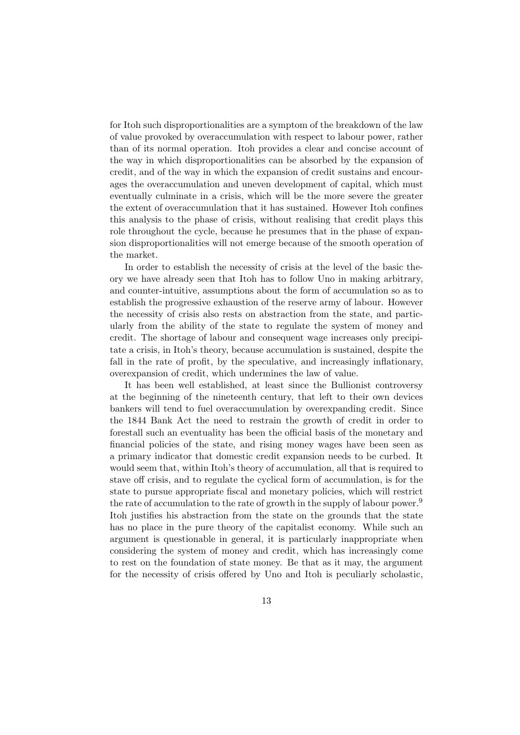for Itoh such disproportionalities are a symptom of the breakdown of the law of value provoked by overaccumulation with respect to labour power, rather than of its normal operation. Itoh provides a clear and concise account of the way in which disproportionalities can be absorbed by the expansion of credit, and of the way in which the expansion of credit sustains and encourages the overaccumulation and uneven development of capital, which must eventually culminate in a crisis, which will be the more severe the greater the extent of overaccumulation that it has sustained. However Itoh confines this analysis to the phase of crisis, without realising that credit plays this role throughout the cycle, because he presumes that in the phase of expansion disproportionalities will not emerge because of the smooth operation of the market.

In order to establish the necessity of crisis at the level of the basic theory we have already seen that Itoh has to follow Uno in making arbitrary, and counter-intuitive, assumptions about the form of accumulation so as to establish the progressive exhaustion of the reserve army of labour. However the necessity of crisis also rests on abstraction from the state, and particularly from the ability of the state to regulate the system of money and credit. The shortage of labour and consequent wage increases only precipitate a crisis, in Itoh's theory, because accumulation is sustained, despite the fall in the rate of profit, by the speculative, and increasingly inflationary, overexpansion of credit, which undermines the law of value.

It has been well established, at least since the Bullionist controversy at the beginning of the nineteenth century, that left to their own devices bankers will tend to fuel overaccumulation by overexpanding credit. Since the 1844 Bank Act the need to restrain the growth of credit in order to forestall such an eventuality has been the official basis of the monetary and financial policies of the state, and rising money wages have been seen as a primary indicator that domestic credit expansion needs to be curbed. It would seem that, within Itoh's theory of accumulation, all that is required to stave off crisis, and to regulate the cyclical form of accumulation, is for the state to pursue appropriate fiscal and monetary policies, which will restrict the rate of accumulation to the rate of growth in the supply of labour power.[9] Itoh justifies his abstraction from the state on the grounds that the state has no place in the pure theory of the capitalist economy. While such an argument is questionable in general, it is particularly inappropriate when considering the system of money and credit, which has increasingly come to rest on the foundation of state money. Be that as it may, the argument for the necessity of crisis offered by Uno and Itoh is peculiarly scholastic,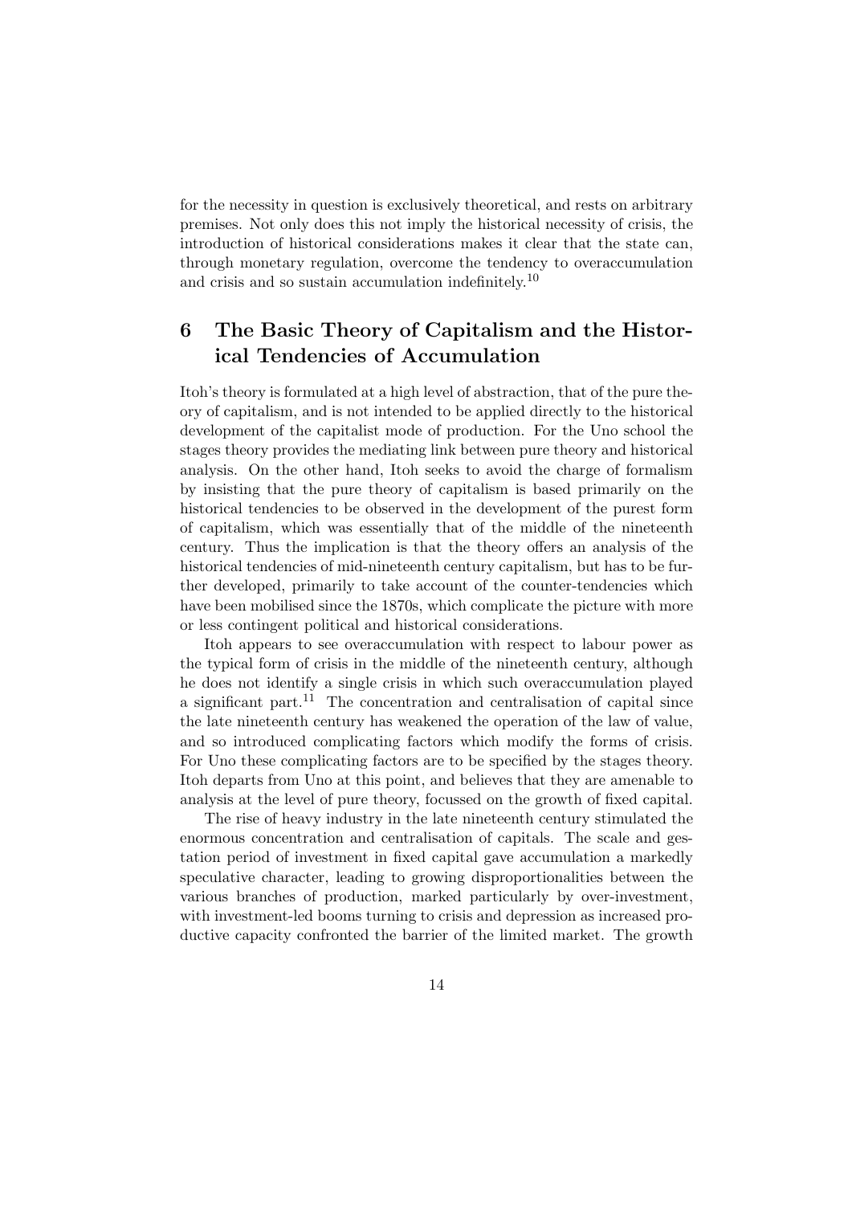for the necessity in question is exclusively theoretical, and rests on arbitrary premises. Not only does this not imply the historical necessity of crisis, the introduction of historical considerations makes it clear that the state can, through monetary regulation, overcome the tendency to overaccumulation and crisis and so sustain accumulation indefinitely.[10]

## 6 The Basic Theory of Capitalism and the Historical Tendencies of Accumulation

Itoh's theory is formulated at a high level of abstraction, that of the pure theory of capitalism, and is not intended to be applied directly to the historical development of the capitalist mode of production. For the Uno school the stages theory provides the mediating link between pure theory and historical analysis. On the other hand, Itoh seeks to avoid the charge of formalism by insisting that the pure theory of capitalism is based primarily on the historical tendencies to be observed in the development of the purest form of capitalism, which was essentially that of the middle of the nineteenth century. Thus the implication is that the theory offers an analysis of the historical tendencies of mid-nineteenth century capitalism, but has to be further developed, primarily to take account of the counter-tendencies which have been mobilised since the 1870s, which complicate the picture with more or less contingent political and historical considerations.

Itoh appears to see overaccumulation with respect to labour power as the typical form of crisis in the middle of the nineteenth century, although he does not identify a single crisis in which such overaccumulation played a significant part.[11] The concentration and centralisation of capital since the late nineteenth century has weakened the operation of the law of value, and so introduced complicating factors which modify the forms of crisis. For Uno these complicating factors are to be specified by the stages theory. Itoh departs from Uno at this point, and believes that they are amenable to analysis at the level of pure theory, focussed on the growth of fixed capital.

The rise of heavy industry in the late nineteenth century stimulated the enormous concentration and centralisation of capitals. The scale and gestation period of investment in fixed capital gave accumulation a markedly speculative character, leading to growing disproportionalities between the various branches of production, marked particularly by over-investment, with investment-led booms turning to crisis and depression as increased productive capacity confronted the barrier of the limited market. The growth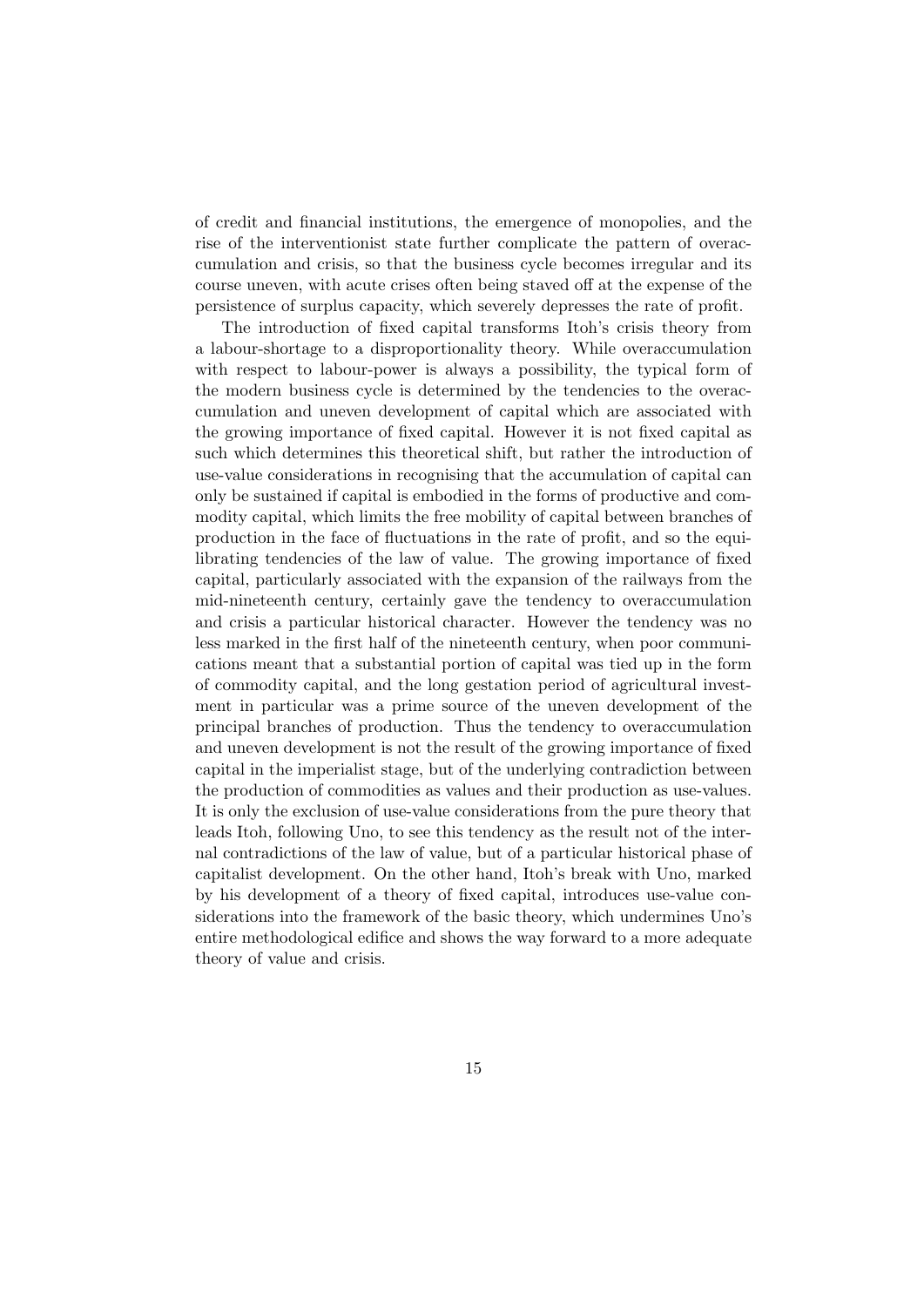of credit and financial institutions, the emergence of monopolies, and the rise of the interventionist state further complicate the pattern of overaccumulation and crisis, so that the business cycle becomes irregular and its course uneven, with acute crises often being staved off at the expense of the persistence of surplus capacity, which severely depresses the rate of profit.

The introduction of fixed capital transforms Itoh's crisis theory from a labour-shortage to a disproportionality theory. While overaccumulation with respect to labour-power is always a possibility, the typical form of the modern business cycle is determined by the tendencies to the overaccumulation and uneven development of capital which are associated with the growing importance of fixed capital. However it is not fixed capital as such which determines this theoretical shift, but rather the introduction of use-value considerations in recognising that the accumulation of capital can only be sustained if capital is embodied in the forms of productive and commodity capital, which limits the free mobility of capital between branches of production in the face of fluctuations in the rate of profit, and so the equilibrating tendencies of the law of value. The growing importance of fixed capital, particularly associated with the expansion of the railways from the mid-nineteenth century, certainly gave the tendency to overaccumulation and crisis a particular historical character. However the tendency was no less marked in the first half of the nineteenth century, when poor communications meant that a substantial portion of capital was tied up in the form of commodity capital, and the long gestation period of agricultural investment in particular was a prime source of the uneven development of the principal branches of production. Thus the tendency to overaccumulation and uneven development is not the result of the growing importance of fixed capital in the imperialist stage, but of the underlying contradiction between the production of commodities as values and their production as use-values. It is only the exclusion of use-value considerations from the pure theory that leads Itoh, following Uno, to see this tendency as the result not of the internal contradictions of the law of value, but of a particular historical phase of capitalist development. On the other hand, Itoh's break with Uno, marked by his development of a theory of fixed capital, introduces use-value considerations into the framework of the basic theory, which undermines Uno's entire methodological edifice and shows the way forward to a more adequate theory of value and crisis.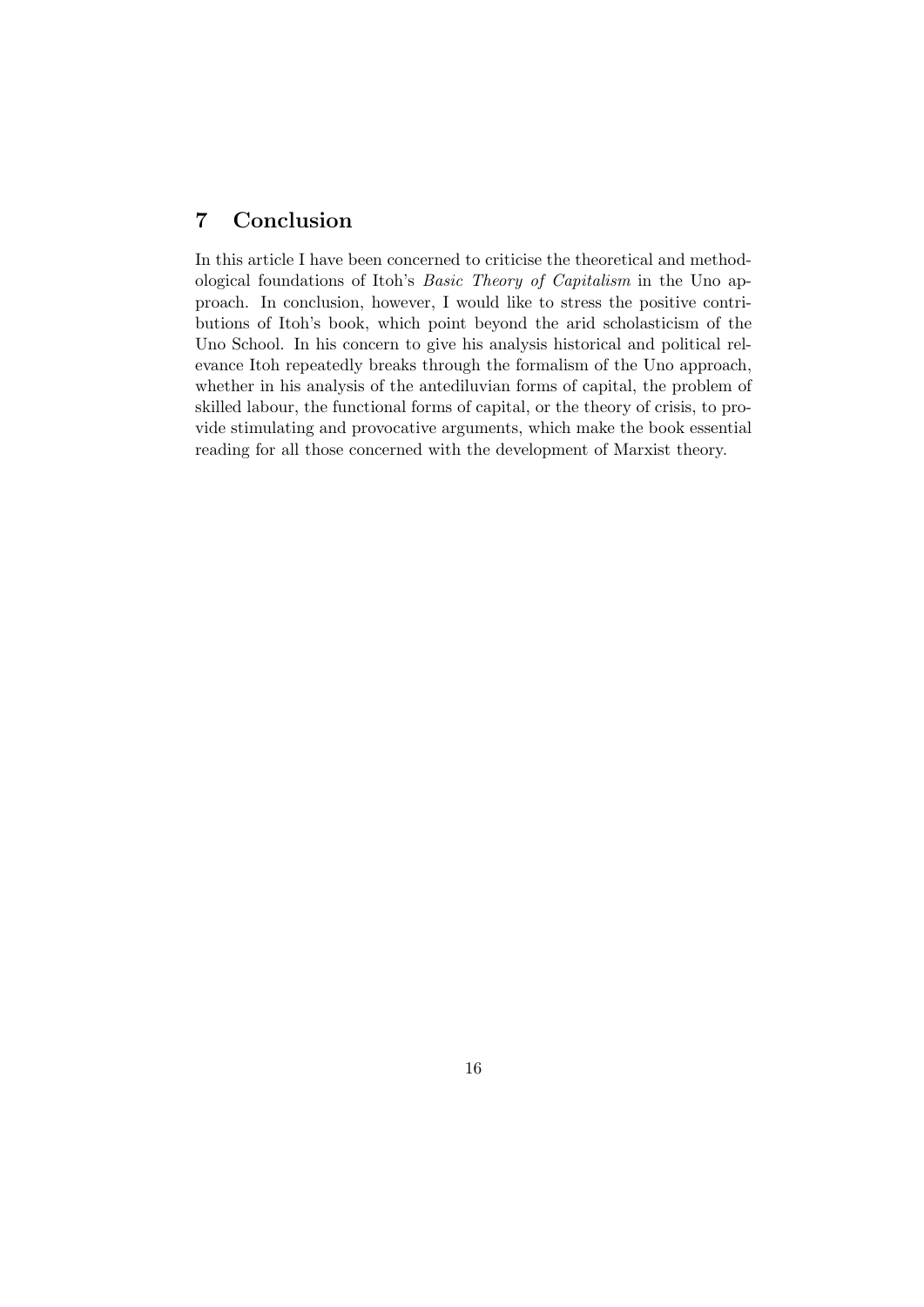## 7 Conclusion

In this article I have been concerned to criticise the theoretical and methodological foundations of Itoh's *Basic Theory of Capitalism* in the Uno approach. In conclusion, however, I would like to stress the positive contributions of Itoh's book, which point beyond the arid scholasticism of the Uno School. In his concern to give his analysis historical and political relevance Itoh repeatedly breaks through the formalism of the Uno approach, whether in his analysis of the antediluvian forms of capital, the problem of skilled labour, the functional forms of capital, or the theory of crisis, to provide stimulating and provocative arguments, which make the book essential reading for all those concerned with the development of Marxist theory.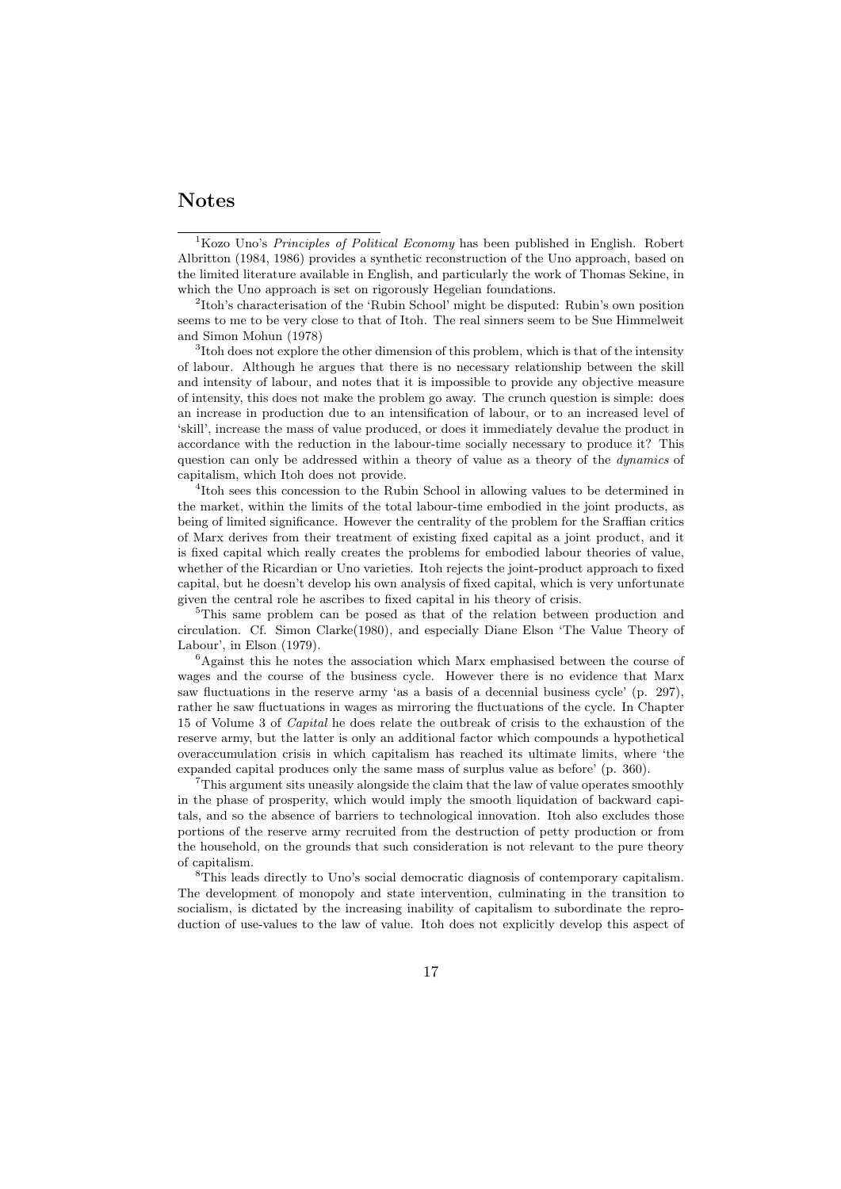## Notes

[1]Kozo Uno's *Principles of Political Economy* has been published in English. Robert Albritton (1984, 1986) provides a synthetic reconstruction of the Uno approach, based on the limited literature available in English, and particularly the work of Thomas Sekine, in which the Uno approach is set on rigorously Hegelian foundations.

[2]Itoh's characterisation of the 'Rubin School' might be disputed: Rubin's own position seems to me to be very close to that of Itoh. The real sinners seem to be Sue Himmelweit and Simon Mohun (1978)

[3]Itoh does not explore the other dimension of this problem, which is that of the intensity of labour. Although he argues that there is no necessary relationship between the skill and intensity of labour, and notes that it is impossible to provide any objective measure of intensity, this does not make the problem go away. The crunch question is simple: does an increase in production due to an intensification of labour, or to an increased level of 'skill', increase the mass of value produced, or does it immediately devalue the product in accordance with the reduction in the labour-time socially necessary to produce it? This question can only be addressed within a theory of value as a theory of the *dynamics* of capitalism, which Itoh does not provide.

[4]Itoh sees this concession to the Rubin School in allowing values to be determined in the market, within the limits of the total labour-time embodied in the joint products, as being of limited significance. However the centrality of the problem for the Sraffian critics of Marx derives from their treatment of existing fixed capital as a joint product, and it is fixed capital which really creates the problems for embodied labour theories of value, whether of the Ricardian or Uno varieties. Itoh rejects the joint-product approach to fixed capital, but he doesn't develop his own analysis of fixed capital, which is very unfortunate given the central role he ascribes to fixed capital in his theory of crisis.

[5]This same problem can be posed as that of the relation between production and circulation. Cf. Simon Clarke(1980), and especially Diane Elson 'The Value Theory of Labour', in Elson (1979).

[6]Against this he notes the association which Marx emphasised between the course of wages and the course of the business cycle. However there is no evidence that Marx saw fluctuations in the reserve army 'as a basis of a decennial business cycle' (p. 297), rather he saw fluctuations in wages as mirroring the fluctuations of the cycle. In Chapter 15 of Volume 3 of *Capital* he does relate the outbreak of crisis to the exhaustion of the reserve army, but the latter is only an additional factor which compounds a hypothetical overaccumulation crisis in which capitalism has reached its ultimate limits, where 'the expanded capital produces only the same mass of surplus value as before' (p. 360).

[7]This argument sits uneasily alongside the claim that the law of value operates smoothly in the phase of prosperity, which would imply the smooth liquidation of backward capitals, and so the absence of barriers to technological innovation. Itoh also excludes those portions of the reserve army recruited from the destruction of petty production or from the household, on the grounds that such consideration is not relevant to the pure theory of capitalism.

[8]This leads directly to Uno's social democratic diagnosis of contemporary capitalism. The development of monopoly and state intervention, culminating in the transition to socialism, is dictated by the increasing inability of capitalism to subordinate the reproduction of use-values to the law of value. Itoh does not explicitly develop this aspect of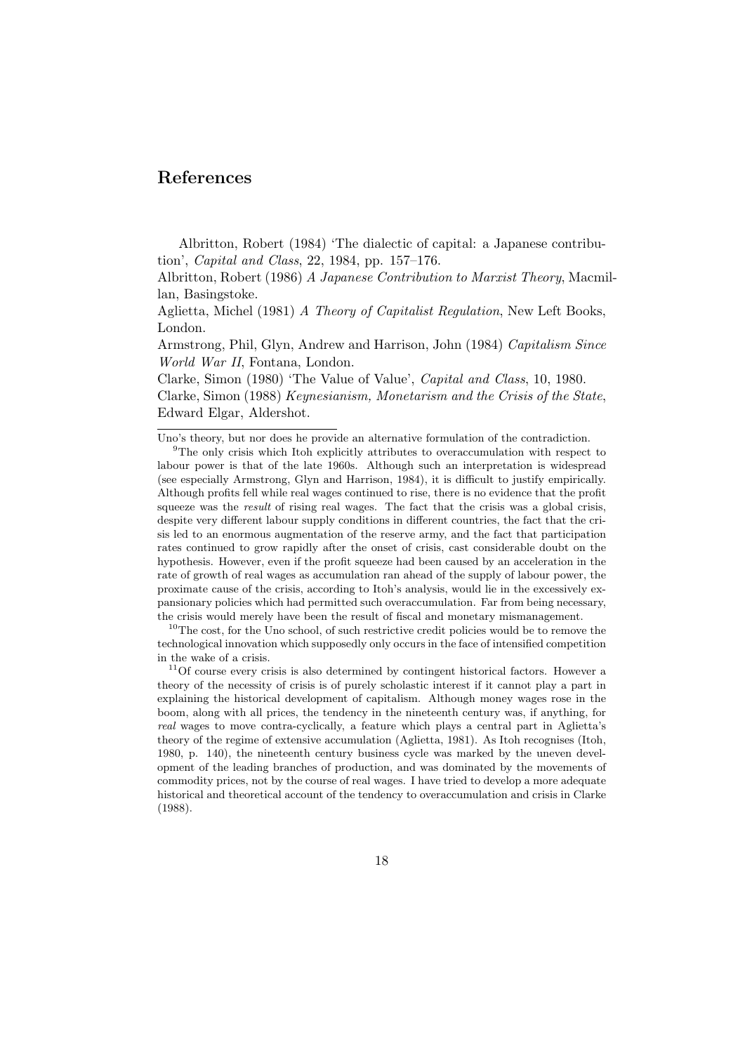# References

Albritton, Robert (1984) 'The dialectic of capital: a Japanese contribution', *Capital and Class*, 22, 1984, pp. 157–176.

Albritton, Robert (1986) *A Japanese Contribution to Marxist Theory*, Macmillan, Basingstoke.

Aglietta, Michel (1981) *A Theory of Capitalist Regulation*, New Left Books, London.

Armstrong, Phil, Glyn, Andrew and Harrison, John (1984) *Capitalism Since World War II*, Fontana, London.

Clarke, Simon (1980) 'The Value of Value', *Capital and Class*, 10, 1980.

Clarke, Simon (1988) *Keynesianism, Monetarism and the Crisis of the State*, Edward Elgar, Aldershot.

---

Uno's theory, but nor does he provide an alternative formulation of the contradiction.

[9] The only crisis which Itoh explicitly attributes to overaccumulation with respect to labour power is that of the late 1960s. Although such an interpretation is widespread (see especially Armstrong, Glyn and Harrison, 1984), it is difficult to justify empirically. Although profits fell while real wages continued to rise, there is no evidence that the profit squeeze was the *result* of rising real wages. The fact that the crisis was a global crisis, despite very different labour supply conditions in different countries, the fact that the crisis led to an enormous augmentation of the reserve army, and the fact that participation rates continued to grow rapidly after the onset of crisis, cast considerable doubt on the hypothesis. However, even if the profit squeeze had been caused by an acceleration in the rate of growth of real wages as accumulation ran ahead of the supply of labour power, the proximate cause of the crisis, according to Itoh's analysis, would lie in the excessively expansionary policies which had permitted such overaccumulation. Far from being necessary, the crisis would merely have been the result of fiscal and monetary mismanagement.

[10] The cost, for the Uno school, of such restrictive credit policies would be to remove the technological innovation which supposedly only occurs in the face of intensified competition in the wake of a crisis.

[11] Of course every crisis is also determined by contingent historical factors. However a theory of the necessity of crisis is of purely scholastic interest if it cannot play a part in explaining the historical development of capitalism. Although money wages rose in the boom, along with all prices, the tendency in the nineteenth century was, if anything, for *real* wages to move contra-cyclically, a feature which plays a central part in Aglietta's theory of the regime of extensive accumulation (Aglietta, 1981). As Itoh recognises (Itoh, 1980, p. 140), the nineteenth century business cycle was marked by the uneven development of the leading branches of production, and was dominated by the movements of commodity prices, not by the course of real wages. I have tried to develop a more adequate historical and theoretical account of the tendency to overaccumulation and crisis in Clarke (1988).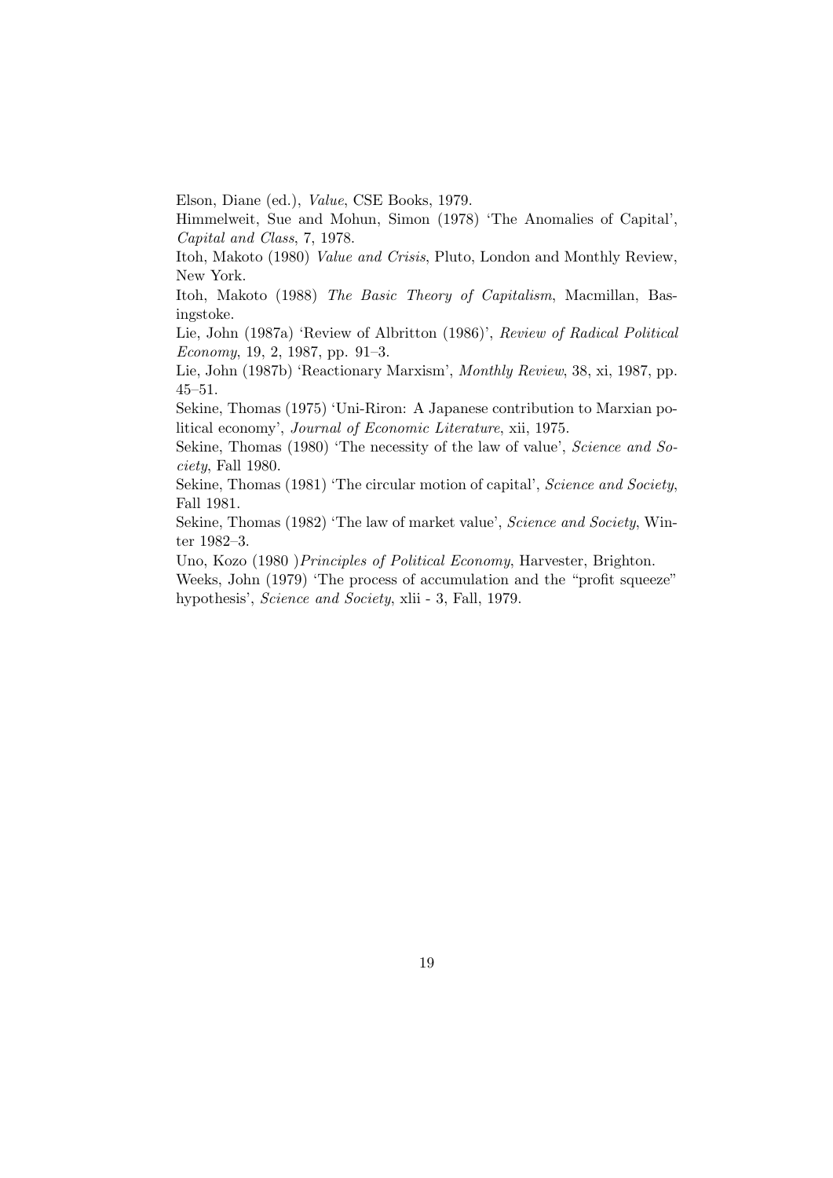Elson, Diane (ed.), *Value*, CSE Books, 1979.

Himmelweit, Sue and Mohun, Simon (1978) 'The Anomalies of Capital', *Capital and Class*, 7, 1978.

Itoh, Makoto (1980) *Value and Crisis*, Pluto, London and Monthly Review, New York.

Itoh, Makoto (1988) *The Basic Theory of Capitalism*, Macmillan, Basingstoke.

Lie, John (1987a) 'Review of Albritton (1986)', *Review of Radical Political Economy*, 19, 2, 1987, pp. 91–3.

Lie, John (1987b) 'Reactionary Marxism', *Monthly Review*, 38, xi, 1987, pp. 45–51.

Sekine, Thomas (1975) 'Uni-Riron: A Japanese contribution to Marxian political economy', *Journal of Economic Literature*, xii, 1975.

Sekine, Thomas (1980) 'The necessity of the law of value', *Science and Society*, Fall 1980.

Sekine, Thomas (1981) 'The circular motion of capital', *Science and Society*, Fall 1981.

Sekine, Thomas (1982) 'The law of market value', *Science and Society*, Winter 1982–3.

Uno, Kozo (1980 )*Principles of Political Economy*, Harvester, Brighton.

Weeks, John (1979) 'The process of accumulation and the "profit squeeze" hypothesis', *Science and Society*, xlii - 3, Fall, 1979.